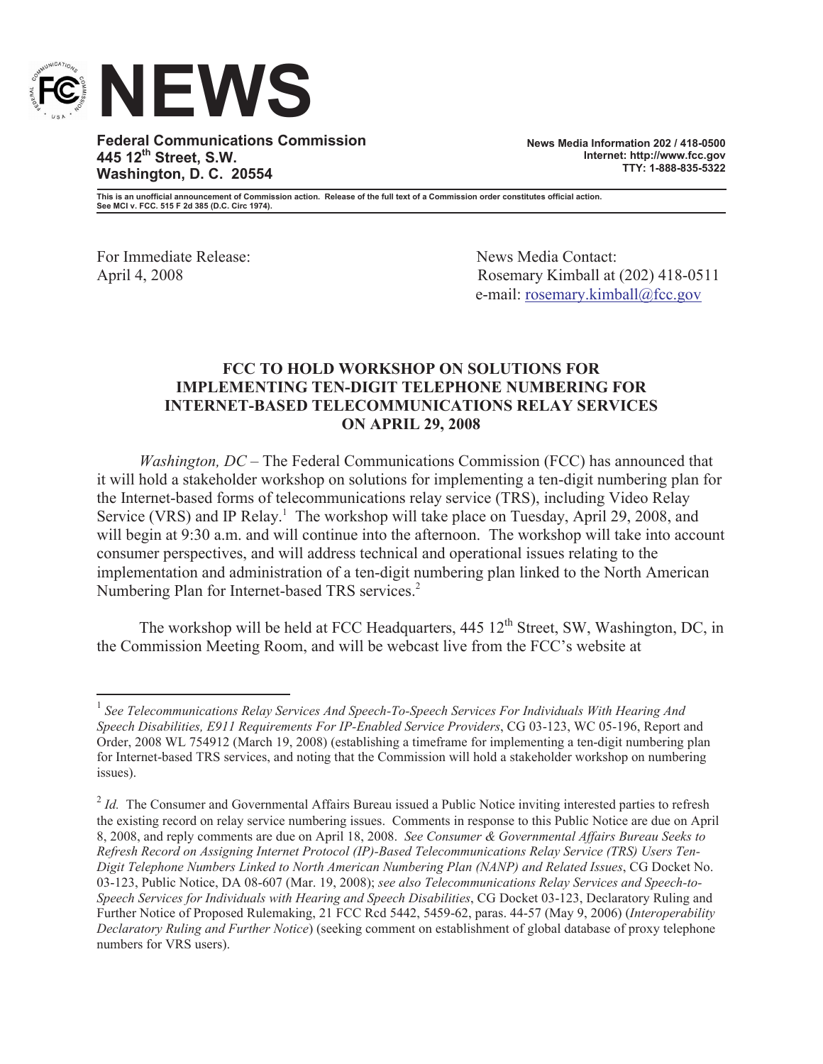# NEWS

**Federal Communications Commission**
**445 12th Street, S.W.**
**Washington, D. C. 20554**

**News Media Information 202 / 418-0500**
**Internet: http://www.fcc.gov**
**TTY: 1-888-835-5322**

**This is an unofficial announcement of Commission action. Release of the full text of a Commission order constitutes official action. See MCI v. FCC. 515 F 2d 385 (D.C. Circ 1974).**

For Immediate Release:
April 4, 2008

News Media Contact:
Rosemary Kimball at (202) 418-0511
e-mail: rosemary.kimball@fcc.gov

## FCC TO HOLD WORKSHOP ON SOLUTIONS FOR IMPLEMENTING TEN-DIGIT TELEPHONE NUMBERING FOR INTERNET-BASED TELECOMMUNICATIONS RELAY SERVICES ON APRIL 29, 2008

*Washington, DC* – The Federal Communications Commission (FCC) has announced that it will hold a stakeholder workshop on solutions for implementing a ten-digit numbering plan for the Internet-based forms of telecommunications relay service (TRS), including Video Relay Service (VRS) and IP Relay.[1] The workshop will take place on Tuesday, April 29, 2008, and will begin at 9:30 a.m. and will continue into the afternoon. The workshop will take into account consumer perspectives, and will address technical and operational issues relating to the implementation and administration of a ten-digit numbering plan linked to the North American Numbering Plan for Internet-based TRS services.[2]

The workshop will be held at FCC Headquarters, 445 12th Street, SW, Washington, DC, in the Commission Meeting Room, and will be webcast live from the FCC's website at

---

[1] *See Telecommunications Relay Services And Speech-To-Speech Services For Individuals With Hearing And Speech Disabilities, E911 Requirements For IP-Enabled Service Providers*, CG 03-123, WC 05-196, Report and Order, 2008 WL 754912 (March 19, 2008) (establishing a timeframe for implementing a ten-digit numbering plan for Internet-based TRS services, and noting that the Commission will hold a stakeholder workshop on numbering issues).

[2] *Id.* The Consumer and Governmental Affairs Bureau issued a Public Notice inviting interested parties to refresh the existing record on relay service numbering issues. Comments in response to this Public Notice are due on April 8, 2008, and reply comments are due on April 18, 2008. *See Consumer & Governmental Affairs Bureau Seeks to Refresh Record on Assigning Internet Protocol (IP)-Based Telecommunications Relay Service (TRS) Users Ten-Digit Telephone Numbers Linked to North American Numbering Plan (NANP) and Related Issues*, CG Docket No. 03-123, Public Notice, DA 08-607 (Mar. 19, 2008); *see also Telecommunications Relay Services and Speech-to-Speech Services for Individuals with Hearing and Speech Disabilities*, CG Docket 03-123, Declaratory Ruling and Further Notice of Proposed Rulemaking, 21 FCC Rcd 5442, 5459-62, paras. 44-57 (May 9, 2006) (*Interoperability Declaratory Ruling and Further Notice*) (seeking comment on establishment of global database of proxy telephone numbers for VRS users).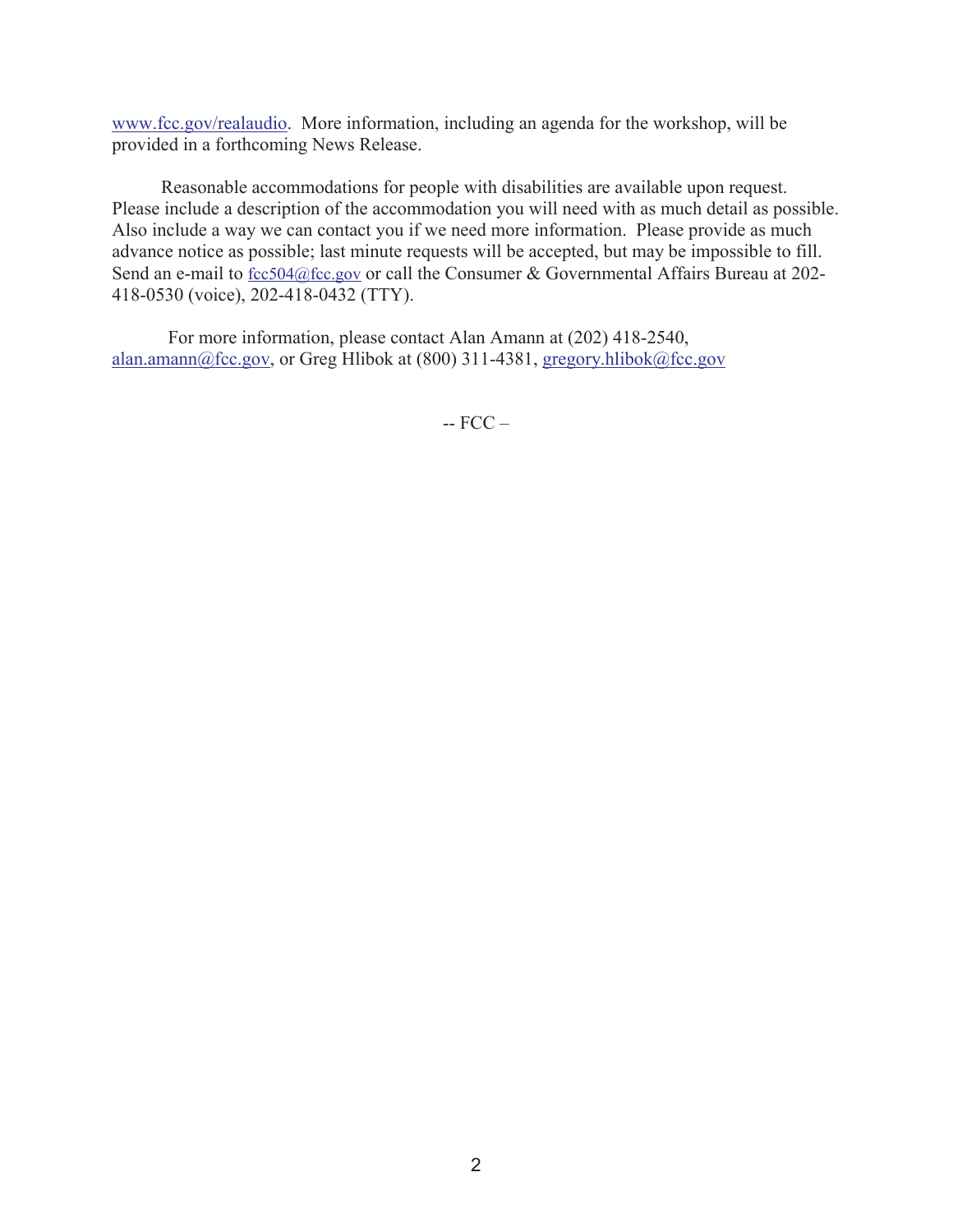www.fcc.gov/realaudio. More information, including an agenda for the workshop, will be provided in a forthcoming News Release.

Reasonable accommodations for people with disabilities are available upon request. Please include a description of the accommodation you will need with as much detail as possible. Also include a way we can contact you if we need more information. Please provide as much advance notice as possible; last minute requests will be accepted, but may be impossible to fill. Send an e-mail to fcc504@fcc.gov or call the Consumer & Governmental Affairs Bureau at 202-418-0530 (voice), 202-418-0432 (TTY).

For more information, please contact Alan Amann at (202) 418-2540, alan.amann@fcc.gov, or Greg Hlibok at (800) 311-4381, gregory.hlibok@fcc.gov

-- FCC –